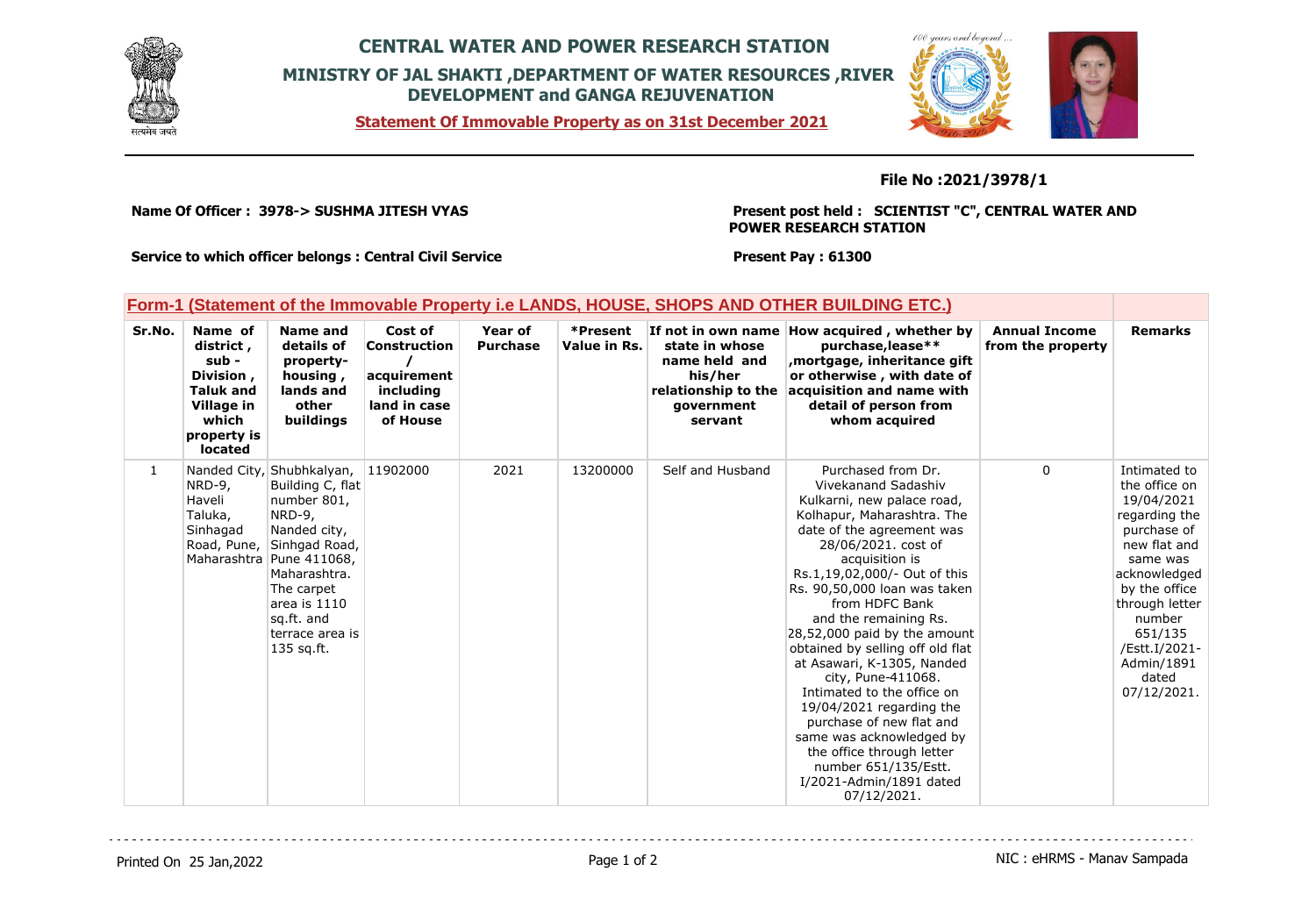# CENTRAL WATER AND POWER RESEARCH STATION

## MINISTRY OF JAL SHAKTI ,DEPARTMENT OF WATER RESOURCES ,RIVER DEVELOPMENT and GANGA REJUVENATION

**Statement Of Immovable Property as on 31st December 2021**

**File No :2021/3978/1**

**Name Of Officer : 3978-> SUSHMA JITESH VYAS**

**Present post held : SCIENTIST "C", CENTRAL WATER AND POWER RESEARCH STATION**

**Service to which officer belongs : Central Civil Service**

**Present Pay : 61300**

### Form-1 (Statement of the Immovable Property i.e LANDS, HOUSE, SHOPS AND OTHER BUILDING ETC.)

| Sr.No. | Name of district , sub - Division , Taluk and Village in which property is located | Name and details of property-housing , lands and other buildings | Cost of Construction / acquirement including land in case of House | Year of Purchase | *Present Value in Rs. | If not in own name state in whose name held and his/her relationship to the government servant | How acquired , whether by purchase,lease** ,mortgage, inheritance gift or otherwise , with date of acquisition and name with detail of person from whom acquired | Annual Income from the property | Remarks |
|---|---|---|---|---|---|---|---|---|---|
| 1 | Nanded City, NRD-9, Haveli Taluka, Sinhagad Road, Pune, Maharashtra | Shubhkalyan, Building C, flat number 801, NRD-9, Nanded city, Sinhgad Road, Pune 411068, Maharashtra. The carpet area is 1110 sq.ft. and terrace area is 135 sq.ft. | 11902000 | 2021 | 13200000 | Self and Husband | Purchased from Dr. Vivekanand Sadashiv Kulkarni, new palace road, Kolhapur, Maharashtra. The date of the agreement was 28/06/2021. cost of acquisition is Rs.1,19,02,000/- Out of this Rs. 90,50,000 loan was taken from HDFC Bank and the remaining Rs. 28,52,000 paid by the amount obtained by selling off old flat at Asawari, K-1305, Nanded city, Pune-411068. Intimated to the office on 19/04/2021 regarding the purchase of new flat and same was acknowledged by the office through letter number 651/135/Estt. I/2021-Admin/1891 dated 07/12/2021. | 0 | Intimated to the office on 19/04/2021 regarding the purchase of new flat and same was acknowledged by the office through letter number 651/135 /Estt.I/2021-Admin/1891 dated 07/12/2021. |

Printed On 25 Jan,2022

NIC : eHRMS - Manav Sampada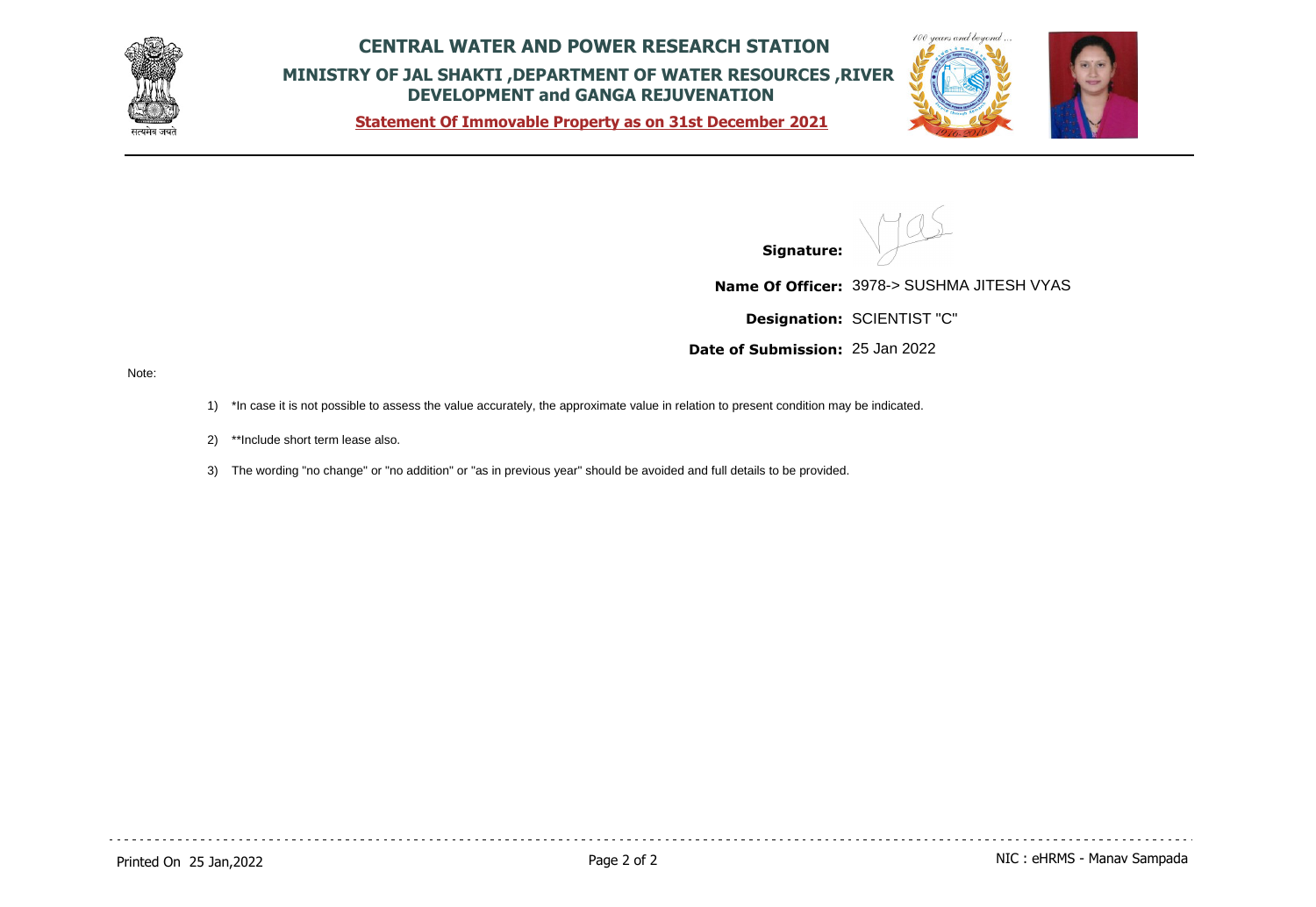# CENTRAL WATER AND POWER RESEARCH STATION

## MINISTRY OF JAL SHAKTI ,DEPARTMENT OF WATER RESOURCES ,RIVER DEVELOPMENT and GANGA REJUVENATION

**Statement Of Immovable Property as on 31st December 2021**

**Signature:**

**Name Of Officer:** 3978-> SUSHMA JITESH VYAS

**Designation:** SCIENTIST "C"

**Date of Submission:** 25 Jan 2022

Note:

1) *In case it is not possible to assess the value accurately, the approximate value in relation to present condition may be indicated.

2) **Include short term lease also.

3) The wording "no change" or "no addition" or "as in previous year" should be avoided and full details to be provided.

Printed On 25 Jan,2022

NIC : eHRMS - Manav Sampada